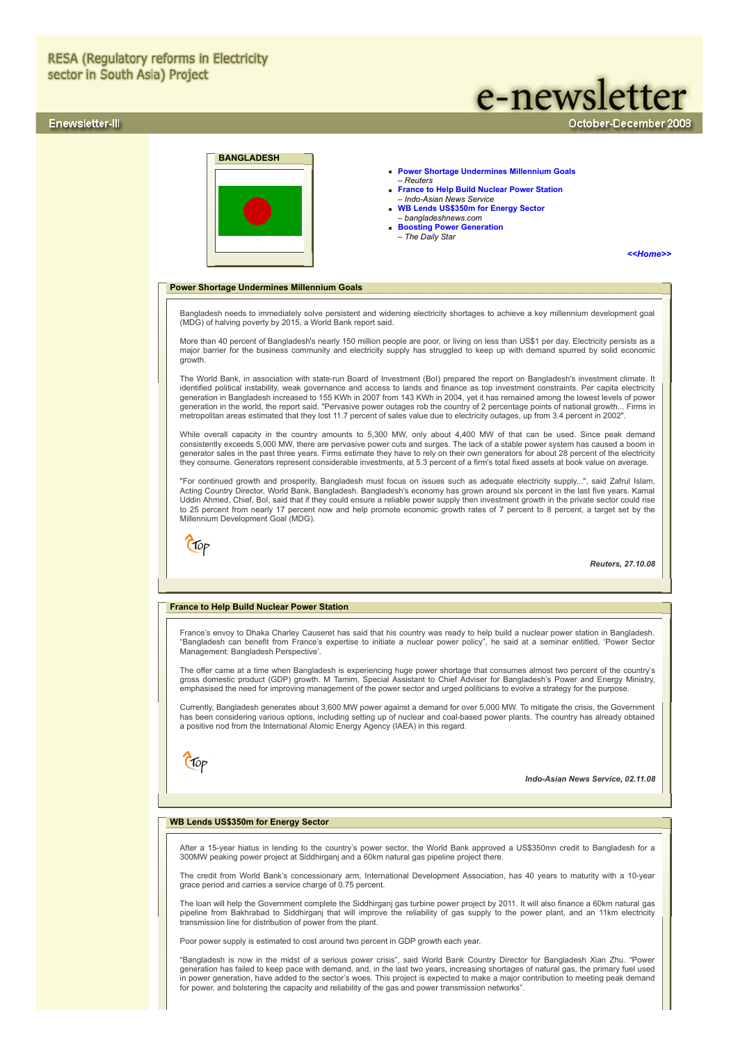RESA (Regulatory reforms in Electricity sector in South Asia) Project

# e-newsletter

Enewsletter-III — October-December 2008

## BANGLADESH

- **Power Shortage Undermines Millennium Goals**
  *– Reuters*
- **France to Help Build Nuclear Power Station**
  *– Indo-Asian News Service*
- **WB Lends US$350m for Energy Sector**
  *– bangladeshnews.com*
- **Boosting Power Generation**
  *– The Daily Star*

***<<Home>>***

### Power Shortage Undermines Millennium Goals

Bangladesh needs to immediately solve persistent and widening electricity shortages to achieve a key millennium development goal (MDG) of halving poverty by 2015, a World Bank report said.

More than 40 percent of Bangladesh's nearly 150 million people are poor, or living on less than US$1 per day. Electricity persists as a major barrier for the business community and electricity supply has struggled to keep up with demand spurred by solid economic growth.

The World Bank, in association with state-run Board of Investment (BoI) prepared the report on Bangladesh's investment climate. It identified political instability, weak governance and access to lands and finance as top investment constraints. Per capita electricity generation in Bangladesh increased to 155 KWh in 2007 from 143 KWh in 2004, yet it has remained among the lowest levels of power generation in the world, the report said. "Pervasive power outages rob the country of 2 percentage points of national growth... Firms in metropolitan areas estimated that they lost 11.7 percent of sales value due to electricity outages, up from 3.4 percent in 2002".

While overall capacity in the country amounts to 5,300 MW, only about 4,400 MW of that can be used. Since peak demand consistently exceeds 5,000 MW, there are pervasive power cuts and surges. The lack of a stable power system has caused a boom in generator sales in the past three years. Firms estimate they have to rely on their own generators for about 28 percent of the electricity they consume. Generators represent considerable investments, at 5.3 percent of a firm's total fixed assets at book value on average.

"For continued growth and prosperity, Bangladesh must focus on issues such as adequate electricity supply...", said Zafrul Islam, Acting Country Director, World Bank, Bangladesh. Bangladesh's economy has grown around six percent in the last five years. Kamal Uddin Ahmed, Chief, BoI, said that if they could ensure a reliable power supply then investment growth in the private sector could rise to 25 percent from nearly 17 percent now and help promote economic growth rates of 7 percent to 8 percent, a target set by the Millennium Development Goal (MDG).

Top

***Reuters, 27.10.08***

### France to Help Build Nuclear Power Station

France's envoy to Dhaka Charley Causeret has said that his country was ready to help build a nuclear power station in Bangladesh. "Bangladesh can benefit from France's expertise to initiate a nuclear power policy", he said at a seminar entitled, 'Power Sector Management: Bangladesh Perspective'.

The offer came at a time when Bangladesh is experiencing huge power shortage that consumes almost two percent of the country's gross domestic product (GDP) growth. M Tamim, Special Assistant to Chief Adviser for Bangladesh's Power and Energy Ministry, emphasised the need for improving management of the power sector and urged politicians to evolve a strategy for the purpose.

Currently, Bangladesh generates about 3,600 MW power against a demand for over 5,000 MW. To mitigate the crisis, the Government has been considering various options, including setting up of nuclear and coal-based power plants. The country has already obtained a positive nod from the International Atomic Energy Agency (IAEA) in this regard.

Top

***Indo-Asian News Service, 02.11.08***

### WB Lends US$350m for Energy Sector

After a 15-year hiatus in lending to the country's power sector, the World Bank approved a US$350mn credit to Bangladesh for a 300MW peaking power project at Siddhirganj and a 60km natural gas pipeline project there.

The credit from World Bank's concessionary arm, International Development Association, has 40 years to maturity with a 10-year grace period and carries a service charge of 0.75 percent.

The loan will help the Government complete the Siddhirganj gas turbine power project by 2011. It will also finance a 60km natural gas pipeline from Bakhrabad to Siddhirganj that will improve the reliability of gas supply to the power plant, and an 11km electricity transmission line for distribution of power from the plant.

Poor power supply is estimated to cost around two percent in GDP growth each year.

"Bangladesh is now in the midst of a serious power crisis", said World Bank Country Director for Bangladesh Xian Zhu. "Power generation has failed to keep pace with demand, and, in the last two years, increasing shortages of natural gas, the primary fuel used in power generation, have added to the sector's woes. This project is expected to make a major contribution to meeting peak demand for power, and bolstering the capacity and reliability of the gas and power transmission networks".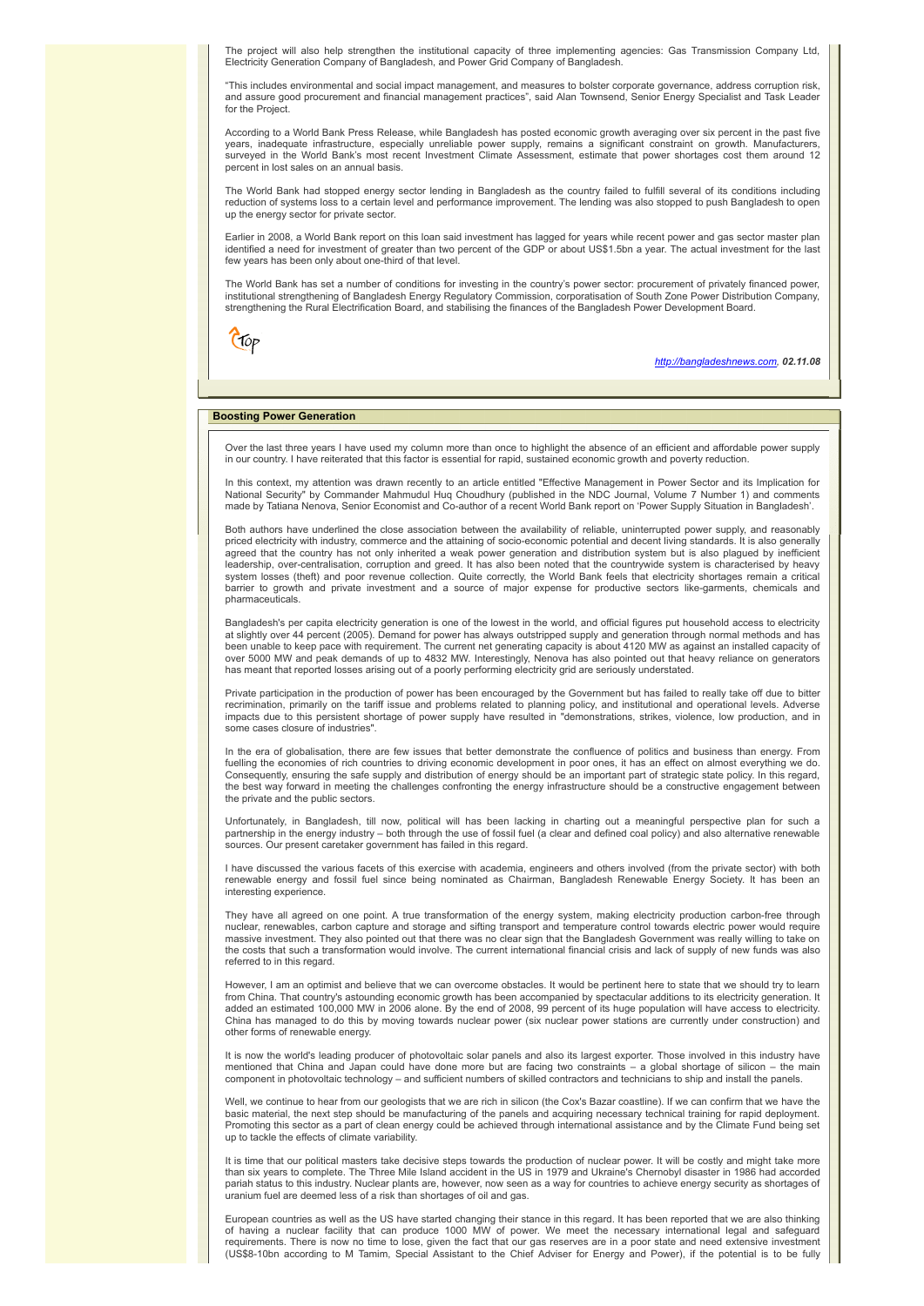The project will also help strengthen the institutional capacity of three implementing agencies: Gas Transmission Company Ltd, Electricity Generation Company of Bangladesh, and Power Grid Company of Bangladesh.

"This includes environmental and social impact management, and measures to bolster corporate governance, address corruption risk, and assure good procurement and financial management practices", said Alan Townsend, Senior Energy Specialist and Task Leader for the Project.

According to a World Bank Press Release, while Bangladesh has posted economic growth averaging over six percent in the past five years, inadequate infrastructure, especially unreliable power supply, remains a significant constraint on growth. Manufacturers, surveyed in the World Bank's most recent Investment Climate Assessment, estimate that power shortages cost them around 12 percent in lost sales on an annual basis.

The World Bank had stopped energy sector lending in Bangladesh as the country failed to fulfill several of its conditions including reduction of systems loss to a certain level and performance improvement. The lending was also stopped to push Bangladesh to open up the energy sector for private sector.

Earlier in 2008, a World Bank report on this loan said investment has lagged for years while recent power and gas sector master plan identified a need for investment of greater than two percent of the GDP or about US$1.5bn a year. The actual investment for the last few years has been only about one-third of that level.

The World Bank has set a number of conditions for investing in the country's power sector: procurement of privately financed power, institutional strengthening of Bangladesh Energy Regulatory Commission, corporatisation of South Zone Power Distribution Company, strengthening the Rural Electrification Board, and stabilising the finances of the Bangladesh Power Development Board.

Top

*http://bangladeshnews.com*, ***02.11.08***

## Boosting Power Generation

Over the last three years I have used my column more than once to highlight the absence of an efficient and affordable power supply in our country. I have reiterated that this factor is essential for rapid, sustained economic growth and poverty reduction.

In this context, my attention was drawn recently to an article entitled "Effective Management in Power Sector and its Implication for National Security" by Commander Mahmudul Huq Choudhury (published in the NDC Journal, Volume 7 Number 1) and comments made by Tatiana Nenova, Senior Economist and Co-author of a recent World Bank report on 'Power Supply Situation in Bangladesh'.

Both authors have underlined the close association between the availability of reliable, uninterrupted power supply, and reasonably priced electricity with industry, commerce and the attaining of socio-economic potential and decent living standards. It is also generally agreed that the country has not only inherited a weak power generation and distribution system but is also plagued by inefficient leadership, over-centralisation, corruption and greed. It has also been noted that the countrywide system is characterised by heavy system losses (theft) and poor revenue collection. Quite correctly, the World Bank feels that electricity shortages remain a critical barrier to growth and private investment and a source of major expense for productive sectors like-garments, chemicals and pharmaceuticals.

Bangladesh's per capita electricity generation is one of the lowest in the world, and official figures put household access to electricity at slightly over 44 percent (2005). Demand for power has always outstripped supply and generation through normal methods and has been unable to keep pace with requirement. The current net generating capacity is about 4120 MW as against an installed capacity of over 5000 MW and peak demands of up to 4832 MW. Interestingly, Nenova has also pointed out that heavy reliance on generators has meant that reported losses arising out of a poorly performing electricity grid are seriously understated.

Private participation in the production of power has been encouraged by the Government but has failed to really take off due to bitter recrimination, primarily on the tariff issue and problems related to planning policy, and institutional and operational levels. Adverse impacts due to this persistent shortage of power supply have resulted in "demonstrations, strikes, violence, low production, and in some cases closure of industries".

In the era of globalisation, there are few issues that better demonstrate the confluence of politics and business than energy. From fuelling the economies of rich countries to driving economic development in poor ones, it has an effect on almost everything we do. Consequently, ensuring the safe supply and distribution of energy should be an important part of strategic state policy. In this regard, the best way forward in meeting the challenges confronting the energy infrastructure should be a constructive engagement between the private and the public sectors.

Unfortunately, in Bangladesh, till now, political will has been lacking in charting out a meaningful perspective plan for such a partnership in the energy industry – both through the use of fossil fuel (a clear and defined coal policy) and also alternative renewable sources. Our present caretaker government has failed in this regard.

I have discussed the various facets of this exercise with academia, engineers and others involved (from the private sector) with both renewable energy and fossil fuel since being nominated as Chairman, Bangladesh Renewable Energy Society. It has been an interesting experience.

They have all agreed on one point. A true transformation of the energy system, making electricity production carbon-free through nuclear, renewables, carbon capture and storage and sifting transport and temperature control towards electric power would require massive investment. They also pointed out that there was no clear sign that the Bangladesh Government was really willing to take on the costs that such a transformation would involve. The current international financial crisis and lack of supply of new funds was also referred to in this regard.

However, I am an optimist and believe that we can overcome obstacles. It would be pertinent here to state that we should try to learn from China. That country's astounding economic growth has been accompanied by spectacular additions to its electricity generation. It added an estimated 100,000 MW in 2006 alone. By the end of 2008, 99 percent of its huge population will have access to electricity. China has managed to do this by moving towards nuclear power (six nuclear power stations are currently under construction) and other forms of renewable energy.

It is now the world's leading producer of photovoltaic solar panels and also its largest exporter. Those involved in this industry have mentioned that China and Japan could have done more but are facing two constraints – a global shortage of silicon – the main component in photovoltaic technology – and sufficient numbers of skilled contractors and technicians to ship and install the panels.

Well, we continue to hear from our geologists that we are rich in silicon (the Cox's Bazar coastline). If we can confirm that we have the basic material, the next step should be manufacturing of the panels and acquiring necessary technical training for rapid deployment. Promoting this sector as a part of clean energy could be achieved through international assistance and by the Climate Fund being set up to tackle the effects of climate variability.

It is time that our political masters take decisive steps towards the production of nuclear power. It will be costly and might take more than six years to complete. The Three Mile Island accident in the US in 1979 and Ukraine's Chernobyl disaster in 1986 had accorded pariah status to this industry. Nuclear plants are, however, now seen as a way for countries to achieve energy security as shortages of uranium fuel are deemed less of a risk than shortages of oil and gas.

European countries as well as the US have started changing their stance in this regard. It has been reported that we are also thinking of having a nuclear facility that can produce 1000 MW of power. We meet the necessary international legal and safeguard requirements. There is now no time to lose, given the fact that our gas reserves are in a poor state and need extensive investment (US$8-10bn according to M Tamim, Special Assistant to the Chief Adviser for Energy and Power), if the potential is to be fully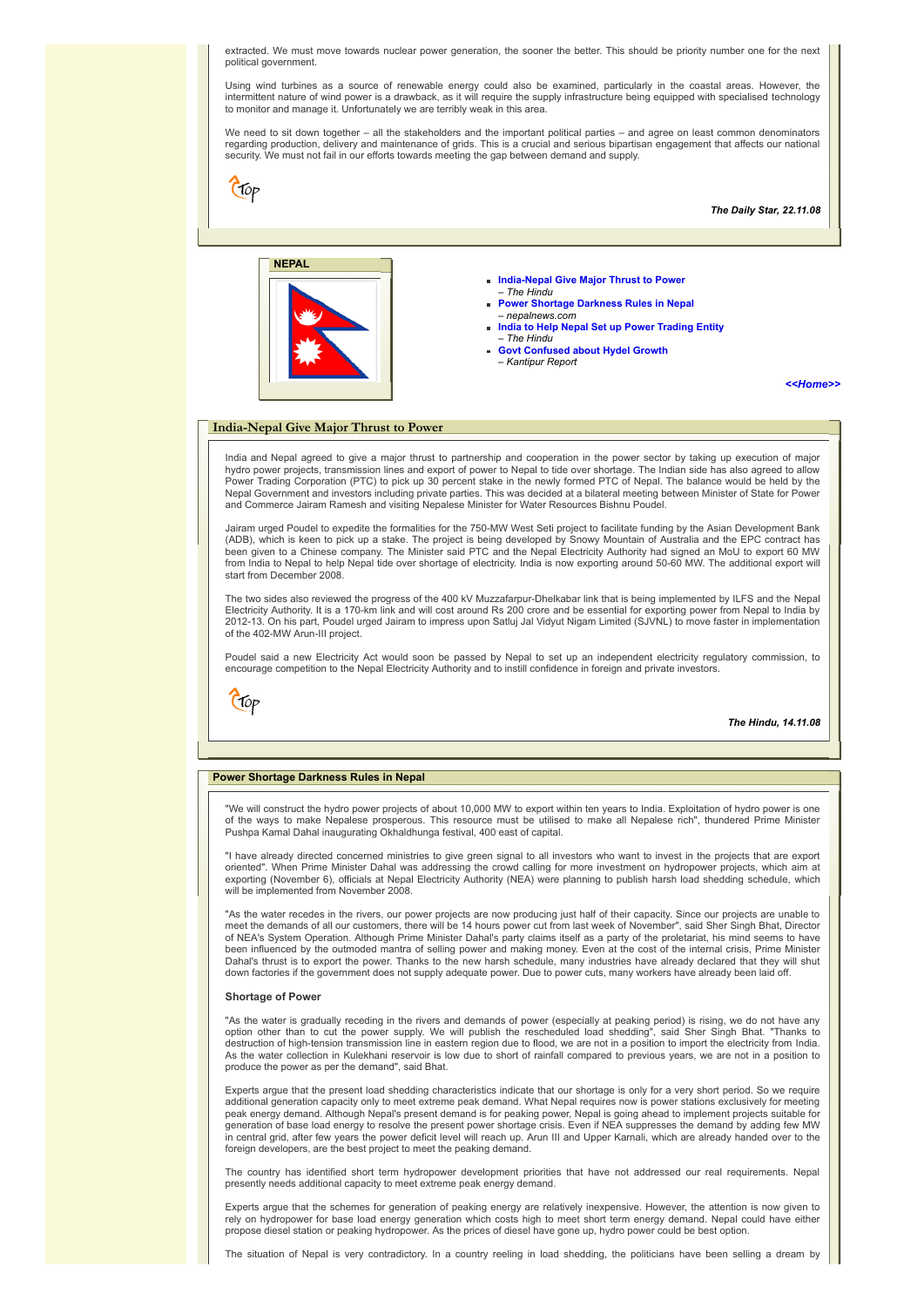extracted. We must move towards nuclear power generation, the sooner the better. This should be priority number one for the next political government.

Using wind turbines as a source of renewable energy could also be examined, particularly in the coastal areas. However, the intermittent nature of wind power is a drawback, as it will require the supply infrastructure being equipped with specialised technology to monitor and manage it. Unfortunately we are terribly weak in this area.

We need to sit down together – all the stakeholders and the important political parties – and agree on least common denominators regarding production, delivery and maintenance of grids. This is a crucial and serious bipartisan engagement that affects our national security. We must not fail in our efforts towards meeting the gap between demand and supply.

Top

***The Daily Star, 22.11.08***

**NEPAL**

- **India-Nepal Give Major Thrust to Power**
  *– The Hindu*
- **Power Shortage Darkness Rules in Nepal**
  *– nepalnews.com*
- **India to Help Nepal Set up Power Trading Entity**
  *– The Hindu*
- **Govt Confused about Hydel Growth**
  *– Kantipur Report*

***<<Home>>***

## India-Nepal Give Major Thrust to Power

India and Nepal agreed to give a major thrust to partnership and cooperation in the power sector by taking up execution of major hydro power projects, transmission lines and export of power to Nepal to tide over shortage. The Indian side has also agreed to allow Power Trading Corporation (PTC) to pick up 30 percent stake in the newly formed PTC of Nepal. The balance would be held by the Nepal Government and investors including private parties. This was decided at a bilateral meeting between Minister of State for Power and Commerce Jairam Ramesh and visiting Nepalese Minister for Water Resources Bishnu Poudel.

Jairam urged Poudel to expedite the formalities for the 750-MW West Seti project to facilitate funding by the Asian Development Bank (ADB), which is keen to pick up a stake. The project is being developed by Snowy Mountain of Australia and the EPC contract has been given to a Chinese company. The Minister said PTC and the Nepal Electricity Authority had signed an MoU to export 60 MW from India to Nepal to help Nepal tide over shortage of electricity. India is now exporting around 50-60 MW. The additional export will start from December 2008.

The two sides also reviewed the progress of the 400 kV Muzzafarpur-Dhelkabar link that is being implemented by ILFS and the Nepal Electricity Authority. It is a 170-km link and will cost around Rs 200 crore and be essential for exporting power from Nepal to India by 2012-13. On his part, Poudel urged Jairam to impress upon Satluj Jal Vidyut Nigam Limited (SJVNL) to move faster in implementation of the 402-MW Arun-III project.

Poudel said a new Electricity Act would soon be passed by Nepal to set up an independent electricity regulatory commission, to encourage competition to the Nepal Electricity Authority and to instill confidence in foreign and private investors.

Top

***The Hindu, 14.11.08***

## Power Shortage Darkness Rules in Nepal

"We will construct the hydro power projects of about 10,000 MW to export within ten years to India. Exploitation of hydro power is one of the ways to make Nepalese prosperous. This resource must be utilised to make all Nepalese rich", thundered Prime Minister Pushpa Kamal Dahal inaugurating Okhaldhunga festival, 400 east of capital.

"I have already directed concerned ministries to give green signal to all investors who want to invest in the projects that are export oriented". When Prime Minister Dahal was addressing the crowd calling for more investment on hydropower projects, which aim at exporting (November 6), officials at Nepal Electricity Authority (NEA) were planning to publish harsh load shedding schedule, which will be implemented from November 2008.

"As the water recedes in the rivers, our power projects are now producing just half of their capacity. Since our projects are unable to meet the demands of all our customers, there will be 14 hours power cut from last week of November", said Sher Singh Bhat, Director of NEA's System Operation. Although Prime Minister Dahal's party claims itself as a party of the proletariat, his mind seems to have been influenced by the outmoded mantra of selling power and making money. Even at the cost of the internal crisis, Prime Minister Dahal's thrust is to export the power. Thanks to the new harsh schedule, many industries have already declared that they will shut down factories if the government does not supply adequate power. Due to power cuts, many workers have already been laid off.

**Shortage of Power**

"As the water is gradually receding in the rivers and demands of power (especially at peaking period) is rising, we do not have any option other than to cut the power supply. We will publish the rescheduled load shedding", said Sher Singh Bhat. "Thanks to destruction of high-tension transmission line in eastern region due to flood, we are not in a position to import the electricity from India. As the water collection in Kulekhani reservoir is low due to short of rainfall compared to previous years, we are not in a position to produce the power as per the demand", said Bhat.

Experts argue that the present load shedding characteristics indicate that our shortage is only for a very short period. So we require additional generation capacity only to meet extreme peak demand. What Nepal requires now is power stations exclusively for meeting peak energy demand. Although Nepal's present demand is for peaking power, Nepal is going ahead to implement projects suitable for generation of base load energy to resolve the present power shortage crisis. Even if NEA suppresses the demand by adding few MW in central grid, after few years the power deficit level will reach up. Arun III and Upper Karnali, which are already handed over to the foreign developers, are the best project to meet the peaking demand.

The country has identified short term hydropower development priorities that have not addressed our real requirements. Nepal presently needs additional capacity to meet extreme peak energy demand.

Experts argue that the schemes for generation of peaking energy are relatively inexpensive. However, the attention is now given to rely on hydropower for base load energy generation which costs high to meet short term energy demand. Nepal could have either propose diesel station or peaking hydropower. As the prices of diesel have gone up, hydro power could be best option.

The situation of Nepal is very contradictory. In a country reeling in load shedding, the politicians have been selling a dream by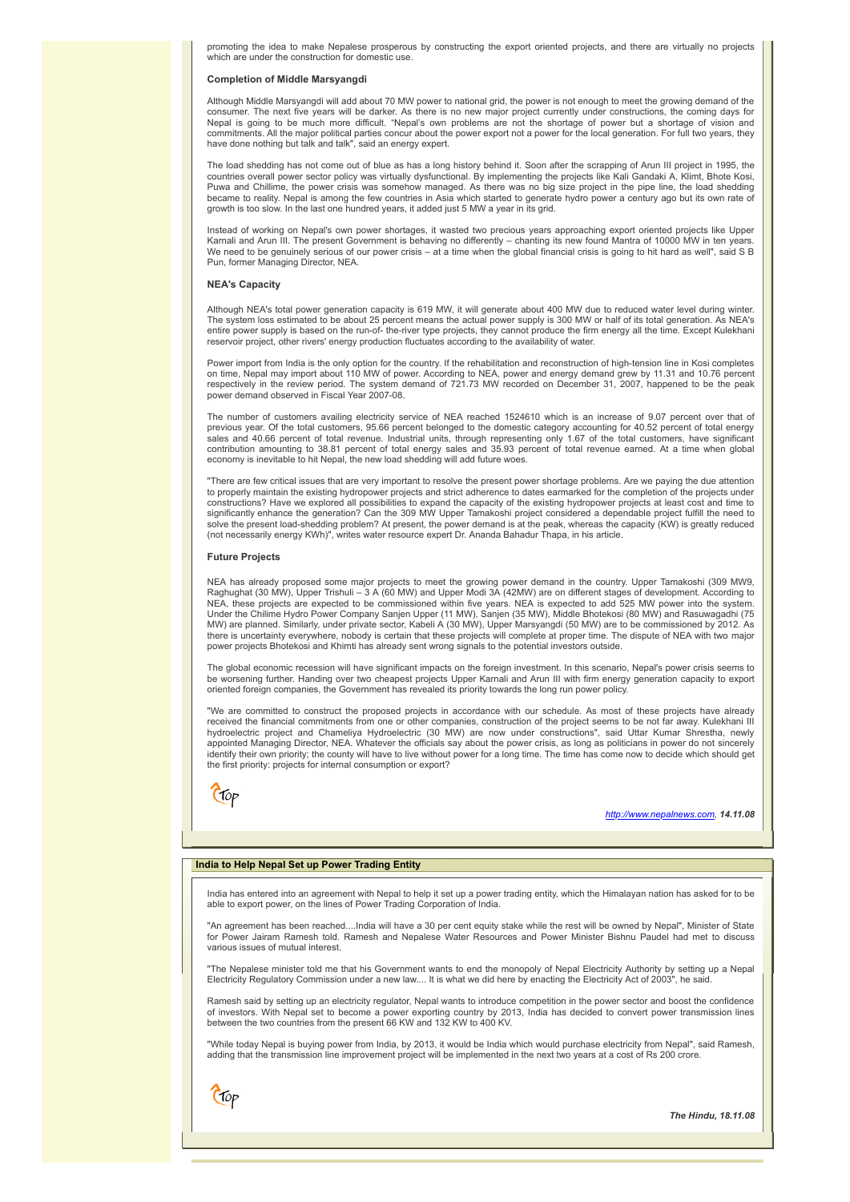promoting the idea to make Nepalese prosperous by constructing the export oriented projects, and there are virtually no projects which are under the construction for domestic use.

### Completion of Middle Marsyangdi

Although Middle Marsyangdi will add about 70 MW power to national grid, the power is not enough to meet the growing demand of the consumer. The next five years will be darker. As there is no new major project currently under constructions, the coming days for Nepal is going to be much more difficult. "Nepal's own problems are not the shortage of power but a shortage of vision and commitments. All the major political parties concur about the power export not a power for the local generation. For full two years, they have done nothing but talk and talk", said an energy expert.

The load shedding has not come out of blue as has a long history behind it. Soon after the scrapping of Arun III project in 1995, the countries overall power sector policy was virtually dysfunctional. By implementing the projects like Kali Gandaki A, Klimt, Bhote Kosi, Puwa and Chillime, the power crisis was somehow managed. As there was no big size project in the pipe line, the load shedding became to reality. Nepal is among the few countries in Asia which started to generate hydro power a century ago but its own rate of growth is too slow. In the last one hundred years, it added just 5 MW a year in its grid.

Instead of working on Nepal's own power shortages, it wasted two precious years approaching export oriented projects like Upper Karnali and Arun III. The present Government is behaving no differently – chanting its new found Mantra of 10000 MW in ten years. We need to be genuinely serious of our power crisis – at a time when the global financial crisis is going to hit hard as well", said S B Pun, former Managing Director, NEA.

### NEA's Capacity

Although NEA's total power generation capacity is 619 MW, it will generate about 400 MW due to reduced water level during winter. The system loss estimated to be about 25 percent means the actual power supply is 300 MW or half of its total generation. As NEA's entire power supply is based on the run-of- the-river type projects, they cannot produce the firm energy all the time. Except Kulekhani reservoir project, other rivers' energy production fluctuates according to the availability of water.

Power import from India is the only option for the country. If the rehabilitation and reconstruction of high-tension line in Kosi completes on time, Nepal may import about 110 MW of power. According to NEA, power and energy demand grew by 11.31 and 10.76 percent respectively in the review period. The system demand of 721.73 MW recorded on December 31, 2007, happened to be the peak power demand observed in Fiscal Year 2007-08.

The number of customers availing electricity service of NEA reached 1524610 which is an increase of 9.07 percent over that of previous year. Of the total customers, 95.66 percent belonged to the domestic category accounting for 40.52 percent of total energy sales and 40.66 percent of total revenue. Industrial units, through representing only 1.67 of the total customers, have significant contribution amounting to 38.81 percent of total energy sales and 35.93 percent of total revenue earned. At a time when global economy is inevitable to hit Nepal, the new load shedding will add future woes.

"There are few critical issues that are very important to resolve the present power shortage problems. Are we paying the due attention to properly maintain the existing hydropower projects and strict adherence to dates earmarked for the completion of the projects under constructions? Have we explored all possibilities to expand the capacity of the existing hydropower projects at least cost and time to significantly enhance the generation? Can the 309 MW Upper Tamakoshi project considered a dependable project fulfill the need to solve the present load-shedding problem? At present, the power demand is at the peak, whereas the capacity (KW) is greatly reduced (not necessarily energy KWh)", writes water resource expert Dr. Ananda Bahadur Thapa, in his article.

### Future Projects

NEA has already proposed some major projects to meet the growing power demand in the country. Upper Tamakoshi (309 MW9, Raghughat (30 MW), Upper Trishuli – 3 A (60 MW) and Upper Modi 3A (42MW) are on different stages of development. According to NEA, these projects are expected to be commissioned within five years. NEA is expected to add 525 MW power into the system. Under the Chilime Hydro Power Company Sanjen Upper (11 MW), Sanjen (35 MW), Middle Bhotekosi (80 MW) and Rasuwagadhi (75 MW) are planned. Similarly, under private sector, Kabeli A (30 MW), Upper Marsyangdi (50 MW) are to be commissioned by 2012. As there is uncertainty everywhere, nobody is certain that these projects will complete at proper time. The dispute of NEA with two major power projects Bhotekosi and Khimti has already sent wrong signals to the potential investors outside.

The global economic recession will have significant impacts on the foreign investment. In this scenario, Nepal's power crisis seems to be worsening further. Handing over two cheapest projects Upper Karnali and Arun III with firm energy generation capacity to export oriented foreign companies, the Government has revealed its priority towards the long run power policy.

"We are committed to construct the proposed projects in accordance with our schedule. As most of these projects have already received the financial commitments from one or other companies, construction of the project seems to be not far away. Kulekhani III hydroelectric project and Chameliya Hydroelectric (30 MW) are now under constructions", said Uttar Kumar Shrestha, newly appointed Managing Director, NEA. Whatever the officials say about the power crisis, as long as politicians in power do not sincerely identify their own priority; the county will have to live without power for a long time. The time has come now to decide which should get the first priority: projects for internal consumption or export?

*http://www.nepalnews.com, **14.11.08***

## India to Help Nepal Set up Power Trading Entity

India has entered into an agreement with Nepal to help it set up a power trading entity, which the Himalayan nation has asked for to be able to export power, on the lines of Power Trading Corporation of India.

"An agreement has been reached....India will have a 30 per cent equity stake while the rest will be owned by Nepal", Minister of State for Power Jairam Ramesh told. Ramesh and Nepalese Water Resources and Power Minister Bishnu Paudel had met to discuss various issues of mutual interest.

"The Nepalese minister told me that his Government wants to end the monopoly of Nepal Electricity Authority by setting up a Nepal Electricity Regulatory Commission under a new law.... It is what we did here by enacting the Electricity Act of 2003", he said.

Ramesh said by setting up an electricity regulator, Nepal wants to introduce competition in the power sector and boost the confidence of investors. With Nepal set to become a power exporting country by 2013, India has decided to convert power transmission lines between the two countries from the present 66 KW and 132 KW to 400 KV.

"While today Nepal is buying power from India, by 2013, it would be India which would purchase electricity from Nepal", said Ramesh, adding that the transmission line improvement project will be implemented in the next two years at a cost of Rs 200 crore.

***The Hindu, 18.11.08***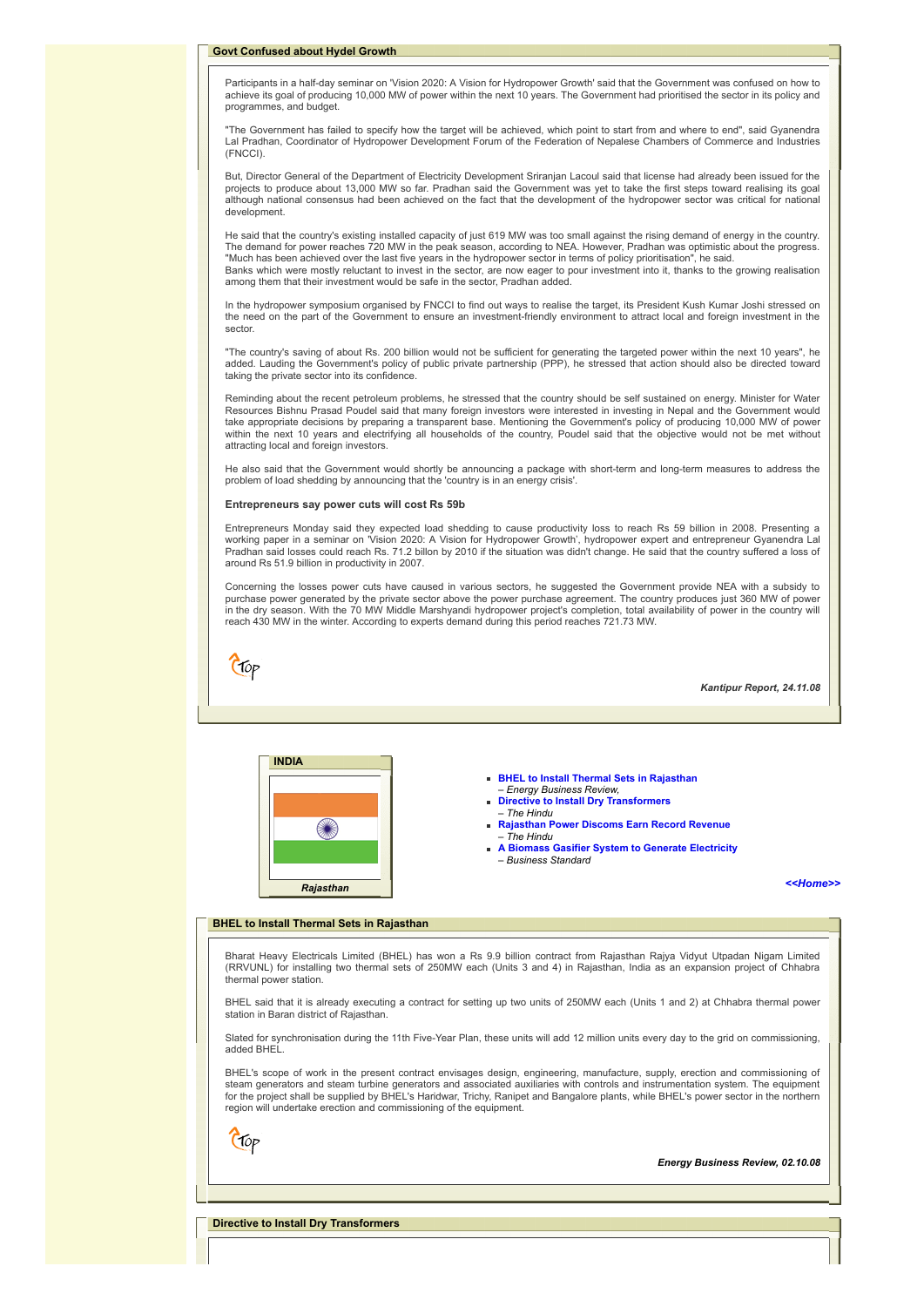## Govt Confused about Hydel Growth

Participants in a half-day seminar on 'Vision 2020: A Vision for Hydropower Growth' said that the Government was confused on how to achieve its goal of producing 10,000 MW of power within the next 10 years. The Government had prioritised the sector in its policy and programmes, and budget.

"The Government has failed to specify how the target will be achieved, which point to start from and where to end", said Gyanendra Lal Pradhan, Coordinator of Hydropower Development Forum of the Federation of Nepalese Chambers of Commerce and Industries (FNCCI).

But, Director General of the Department of Electricity Development Sriranjan Lacoul said that license had already been issued for the projects to produce about 13,000 MW so far. Pradhan said the Government was yet to take the first steps toward realising its goal although national consensus had been achieved on the fact that the development of the hydropower sector was critical for national development.

He said that the country's existing installed capacity of just 619 MW was too small against the rising demand of energy in the country. The demand for power reaches 720 MW in the peak season, according to NEA. However, Pradhan was optimistic about the progress. "Much has been achieved over the last five years in the hydropower sector in terms of policy prioritisation", he said.
Banks which were mostly reluctant to invest in the sector, are now eager to pour investment into it, thanks to the growing realisation among them that their investment would be safe in the sector, Pradhan added.

In the hydropower symposium organised by FNCCI to find out ways to realise the target, its President Kush Kumar Joshi stressed on the need on the part of the Government to ensure an investment-friendly environment to attract local and foreign investment in the sector.

"The country's saving of about Rs. 200 billion would not be sufficient for generating the targeted power within the next 10 years", he added. Lauding the Government's policy of public private partnership (PPP), he stressed that action should also be directed toward taking the private sector into its confidence.

Reminding about the recent petroleum problems, he stressed that the country should be self sustained on energy. Minister for Water Resources Bishnu Prasad Poudel said that many foreign investors were interested in investing in Nepal and the Government would take appropriate decisions by preparing a transparent base. Mentioning the Government's policy of producing 10,000 MW of power within the next 10 years and electrifying all households of the country, Poudel said that the objective would not be met without attracting local and foreign investors.

He also said that the Government would shortly be announcing a package with short-term and long-term measures to address the problem of load shedding by announcing that the 'country is in an energy crisis'.

**Entrepreneurs say power cuts will cost Rs 59b**

Entrepreneurs Monday said they expected load shedding to cause productivity loss to reach Rs 59 billion in 2008. Presenting a working paper in a seminar on 'Vision 2020: A Vision for Hydropower Growth', hydropower expert and entrepreneur Gyanendra Lal Pradhan said losses could reach Rs. 71.2 billon by 2010 if the situation was didn't change. He said that the country suffered a loss of around Rs 51.9 billion in productivity in 2007.

Concerning the losses power cuts have caused in various sectors, he suggested the Government provide NEA with a subsidy to purchase power generated by the private sector above the power purchase agreement. The country produces just 360 MW of power in the dry season. With the 70 MW Middle Marshyandi hydropower project's completion, total availability of power in the country will reach 430 MW in the winter. According to experts demand during this period reaches 721.73 MW.

Top

***Kantipur Report, 24.11.08***

**INDIA**

*Rajasthan*

- **BHEL to Install Thermal Sets in Rajasthan**
  *– Energy Business Review,*
- **Directive to Install Dry Transformers**
  *– The Hindu*
- **Rajasthan Power Discoms Earn Record Revenue**
  *– The Hindu*
- **A Biomass Gasifier System to Generate Electricity**
  *– Business Standard*

***<<Home>>***

## BHEL to Install Thermal Sets in Rajasthan

Bharat Heavy Electricals Limited (BHEL) has won a Rs 9.9 billion contract from Rajasthan Rajya Vidyut Utpadan Nigam Limited (RRVUNL) for installing two thermal sets of 250MW each (Units 3 and 4) in Rajasthan, India as an expansion project of Chhabra thermal power station.

BHEL said that it is already executing a contract for setting up two units of 250MW each (Units 1 and 2) at Chhabra thermal power station in Baran district of Rajasthan.

Slated for synchronisation during the 11th Five-Year Plan, these units will add 12 million units every day to the grid on commissioning, added BHEL.

BHEL's scope of work in the present contract envisages design, engineering, manufacture, supply, erection and commissioning of steam generators and steam turbine generators and associated auxiliaries with controls and instrumentation system. The equipment for the project shall be supplied by BHEL's Haridwar, Trichy, Ranipet and Bangalore plants, while BHEL's power sector in the northern region will undertake erection and commissioning of the equipment.

Top

***Energy Business Review, 02.10.08***

## Directive to Install Dry Transformers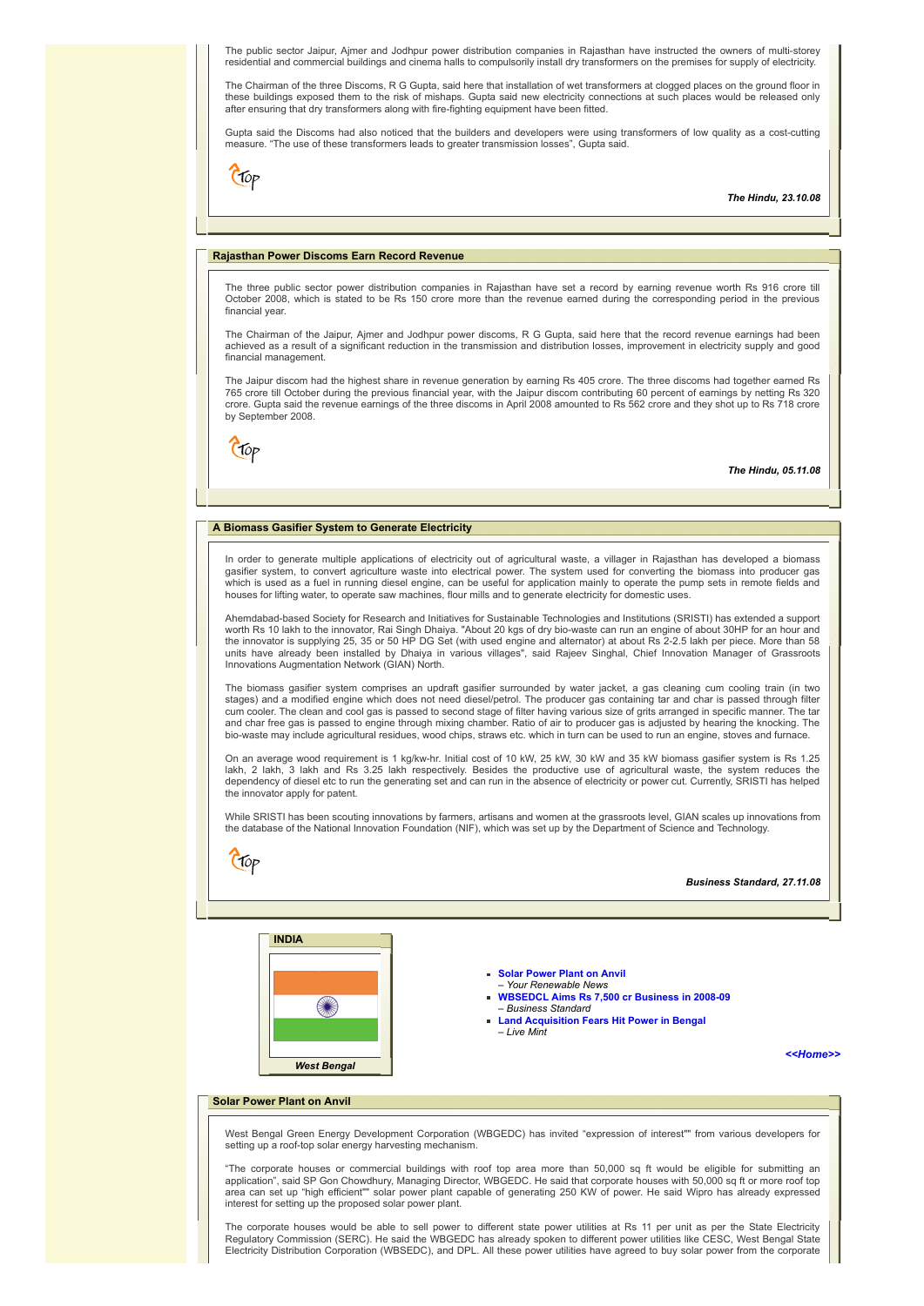The public sector Jaipur, Ajmer and Jodhpur power distribution companies in Rajasthan have instructed the owners of multi-storey residential and commercial buildings and cinema halls to compulsorily install dry transformers on the premises for supply of electricity.

The Chairman of the three Discoms, R G Gupta, said here that installation of wet transformers at clogged places on the ground floor in these buildings exposed them to the risk of mishaps. Gupta said new electricity connections at such places would be released only after ensuring that dry transformers along with fire-fighting equipment have been fitted.

Gupta said the Discoms had also noticed that the builders and developers were using transformers of low quality as a cost-cutting measure. "The use of these transformers leads to greater transmission losses", Gupta said.

Top

***The Hindu, 23.10.08***

## Rajasthan Power Discoms Earn Record Revenue

The three public sector power distribution companies in Rajasthan have set a record by earning revenue worth Rs 916 crore till October 2008, which is stated to be Rs 150 crore more than the revenue earned during the corresponding period in the previous financial year.

The Chairman of the Jaipur, Ajmer and Jodhpur power discoms, R G Gupta, said here that the record revenue earnings had been achieved as a result of a significant reduction in the transmission and distribution losses, improvement in electricity supply and good financial management.

The Jaipur discom had the highest share in revenue generation by earning Rs 405 crore. The three discoms had together earned Rs 765 crore till October during the previous financial year, with the Jaipur discom contributing 60 percent of earnings by netting Rs 320 crore. Gupta said the revenue earnings of the three discoms in April 2008 amounted to Rs 562 crore and they shot up to Rs 718 crore by September 2008.

Top

***The Hindu, 05.11.08***

## A Biomass Gasifier System to Generate Electricity

In order to generate multiple applications of electricity out of agricultural waste, a villager in Rajasthan has developed a biomass gasifier system, to convert agriculture waste into electrical power. The system used for converting the biomass into producer gas which is used as a fuel in running diesel engine, can be useful for application mainly to operate the pump sets in remote fields and houses for lifting water, to operate saw machines, flour mills and to generate electricity for domestic uses.

Ahemdabad-based Society for Research and Initiatives for Sustainable Technologies and Institutions (SRISTI) has extended a support worth Rs 10 lakh to the innovator, Rai Singh Dhaiya. "About 20 kgs of dry bio-waste can run an engine of about 30HP for an hour and the innovator is supplying 25, 35 or 50 HP DG Set (with used engine and alternator) at about Rs 2-2.5 lakh per piece. More than 58 units have already been installed by Dhaiya in various villages", said Rajeev Singhal, Chief Innovation Manager of Grassroots Innovations Augmentation Network (GIAN) North.

The biomass gasifier system comprises an updraft gasifier surrounded by water jacket, a gas cleaning cum cooling train (in two stages) and a modified engine which does not need diesel/petrol. The producer gas containing tar and char is passed through filter cum cooler. The clean and cool gas is passed to second stage of filter having various size of grits arranged in specific manner. The tar and char free gas is passed to engine through mixing chamber. Ratio of air to producer gas is adjusted by hearing the knocking. The bio-waste may include agricultural residues, wood chips, straws etc. which in turn can be used to run an engine, stoves and furnace.

On an average wood requirement is 1 kg/kw-hr. Initial cost of 10 kW, 25 kW, 30 kW and 35 kW biomass gasifier system is Rs 1.25 lakh, 2 lakh, 3 lakh and Rs 3.25 lakh respectively. Besides the productive use of agricultural waste, the system reduces the dependency of diesel etc to run the generating set and can run in the absence of electricity or power cut. Currently, SRISTI has helped the innovator apply for patent.

While SRISTI has been scouting innovations by farmers, artisans and women at the grassroots level, GIAN scales up innovations from the database of the National Innovation Foundation (NIF), which was set up by the Department of Science and Technology.

Top

***Business Standard, 27.11.08***

**INDIA**

***West Bengal***

- **Solar Power Plant on Anvil**
  *– Your Renewable News*
- **WBSEDCL Aims Rs 7,500 cr Business in 2008-09**
  *– Business Standard*
- **Land Acquisition Fears Hit Power in Bengal**
  *– Live Mint*

***<<Home>>***

## Solar Power Plant on Anvil

West Bengal Green Energy Development Corporation (WBGEDC) has invited "expression of interest"" from various developers for setting up a roof-top solar energy harvesting mechanism.

"The corporate houses or commercial buildings with roof top area more than 50,000 sq ft would be eligible for submitting an application", said SP Gon Chowdhury, Managing Director, WBGEDC. He said that corporate houses with 50,000 sq ft or more roof top area can set up "high efficient"" solar power plant capable of generating 250 KW of power. He said Wipro has already expressed interest for setting up the proposed solar power plant.

The corporate houses would be able to sell power to different state power utilities at Rs 11 per unit as per the State Electricity Regulatory Commission (SERC). He said the WBGEDC has already spoken to different power utilities like CESC, West Bengal State Electricity Distribution Corporation (WBSEDC), and DPL. All these power utilities have agreed to buy solar power from the corporate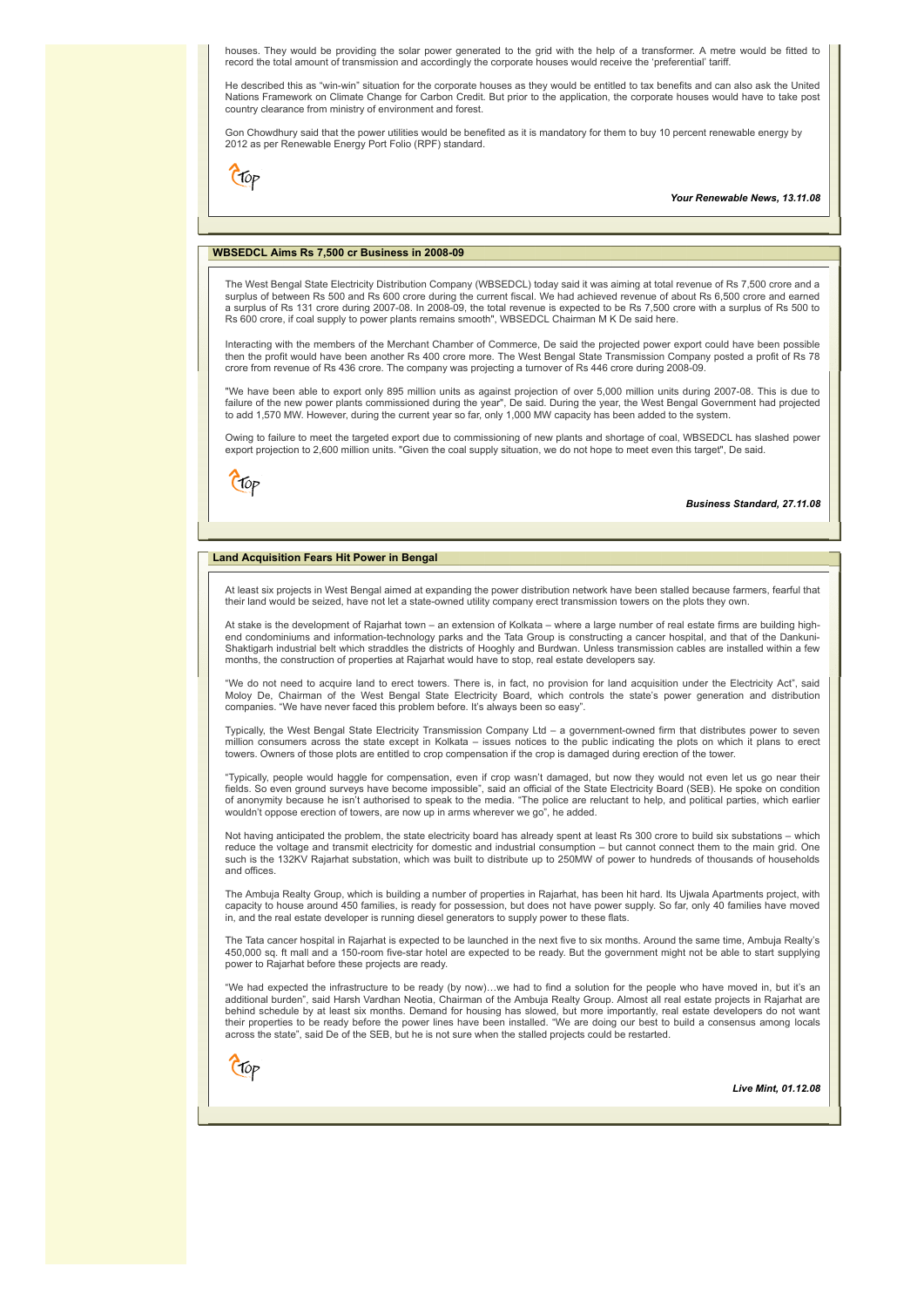houses. They would be providing the solar power generated to the grid with the help of a transformer. A metre would be fitted to record the total amount of transmission and accordingly the corporate houses would receive the 'preferential' tariff.

He described this as "win-win" situation for the corporate houses as they would be entitled to tax benefits and can also ask the United Nations Framework on Climate Change for Carbon Credit. But prior to the application, the corporate houses would have to take post country clearance from ministry of environment and forest.

Gon Chowdhury said that the power utilities would be benefited as it is mandatory for them to buy 10 percent renewable energy by 2012 as per Renewable Energy Port Folio (RPF) standard.

***Your Renewable News, 13.11.08***

## WBSEDCL Aims Rs 7,500 cr Business in 2008-09

The West Bengal State Electricity Distribution Company (WBSEDCL) today said it was aiming at total revenue of Rs 7,500 crore and a surplus of between Rs 500 and Rs 600 crore during the current fiscal. We had achieved revenue of about Rs 6,500 crore and earned a surplus of Rs 131 crore during 2007-08. In 2008-09, the total revenue is expected to be Rs 7,500 crore with a surplus of Rs 500 to Rs 600 crore, if coal supply to power plants remains smooth", WBSEDCL Chairman M K De said here.

Interacting with the members of the Merchant Chamber of Commerce, De said the projected power export could have been possible then the profit would have been another Rs 400 crore more. The West Bengal State Transmission Company posted a profit of Rs 78 crore from revenue of Rs 436 crore. The company was projecting a turnover of Rs 446 crore during 2008-09.

"We have been able to export only 895 million units as against projection of over 5,000 million units during 2007-08. This is due to failure of the new power plants commissioned during the year", De said. During the year, the West Bengal Government had projected to add 1,570 MW. However, during the current year so far, only 1,000 MW capacity has been added to the system.

Owing to failure to meet the targeted export due to commissioning of new plants and shortage of coal, WBSEDCL has slashed power export projection to 2,600 million units. "Given the coal supply situation, we do not hope to meet even this target", De said.

***Business Standard, 27.11.08***

## Land Acquisition Fears Hit Power in Bengal

At least six projects in West Bengal aimed at expanding the power distribution network have been stalled because farmers, fearful that their land would be seized, have not let a state-owned utility company erect transmission towers on the plots they own.

At stake is the development of Rajarhat town – an extension of Kolkata – where a large number of real estate firms are building high-end condominiums and information-technology parks and the Tata Group is constructing a cancer hospital, and that of the Dankuni-Shaktigarh industrial belt which straddles the districts of Hooghly and Burdwan. Unless transmission cables are installed within a few months, the construction of properties at Rajarhat would have to stop, real estate developers say.

"We do not need to acquire land to erect towers. There is, in fact, no provision for land acquisition under the Electricity Act", said Moloy De, Chairman of the West Bengal State Electricity Board, which controls the state's power generation and distribution companies. "We have never faced this problem before. It's always been so easy".

Typically, the West Bengal State Electricity Transmission Company Ltd – a government-owned firm that distributes power to seven million consumers across the state except in Kolkata – issues notices to the public indicating the plots on which it plans to erect towers. Owners of those plots are entitled to crop compensation if the crop is damaged during erection of the tower.

"Typically, people would haggle for compensation, even if crop wasn't damaged, but now they would not even let us go near their fields. So even ground surveys have become impossible", said an official of the State Electricity Board (SEB). He spoke on condition of anonymity because he isn't authorised to speak to the media. "The police are reluctant to help, and political parties, which earlier wouldn't oppose erection of towers, are now up in arms wherever we go", he added.

Not having anticipated the problem, the state electricity board has already spent at least Rs 300 crore to build six substations – which reduce the voltage and transmit electricity for domestic and industrial consumption – but cannot connect them to the main grid. One such is the 132KV Rajarhat substation, which was built to distribute up to 250MW of power to hundreds of thousands of households and offices.

The Ambuja Realty Group, which is building a number of properties in Rajarhat, has been hit hard. Its Ujwala Apartments project, with capacity to house around 450 families, is ready for possession, but does not have power supply. So far, only 40 families have moved in, and the real estate developer is running diesel generators to supply power to these flats.

The Tata cancer hospital in Rajarhat is expected to be launched in the next five to six months. Around the same time, Ambuja Realty's 450,000 sq. ft mall and a 150-room five-star hotel are expected to be ready. But the government might not be able to start supplying power to Rajarhat before these projects are ready.

"We had expected the infrastructure to be ready (by now)…we had to find a solution for the people who have moved in, but it's an additional burden", said Harsh Vardhan Neotia, Chairman of the Ambuja Realty Group. Almost all real estate projects in Rajarhat are behind schedule by at least six months. Demand for housing has slowed, but more importantly, real estate developers do not want their properties to be ready before the power lines have been installed. "We are doing our best to build a consensus among locals across the state", said De of the SEB, but he is not sure when the stalled projects could be restarted.

***Live Mint, 01.12.08***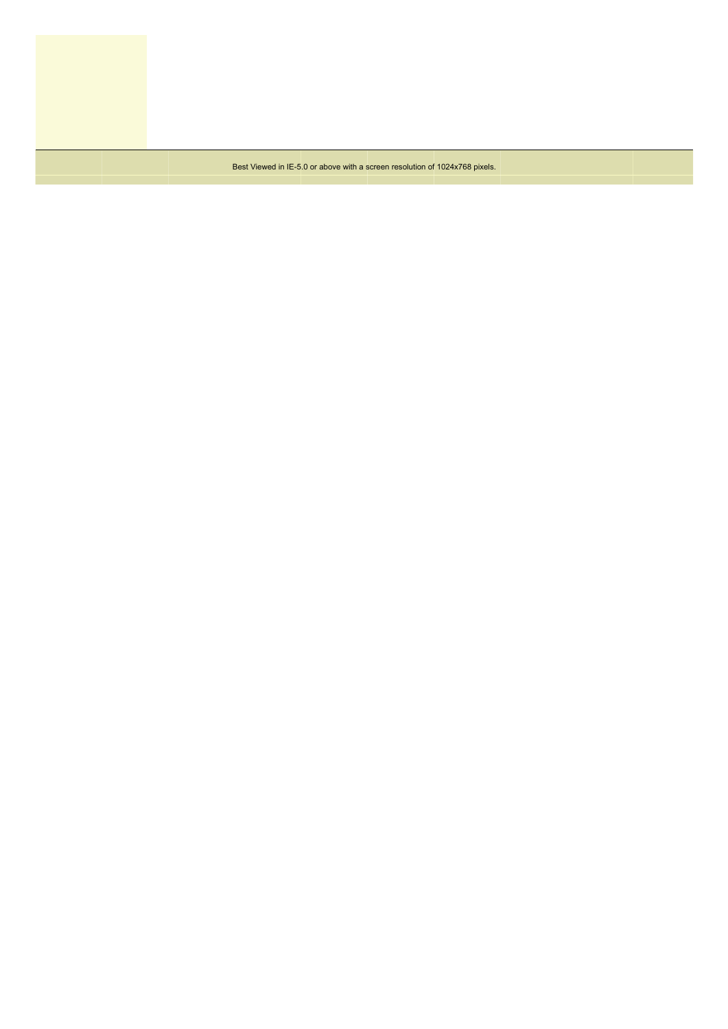Best Viewed in IE-5.0 or above with a screen resolution of 1024x768 pixels.